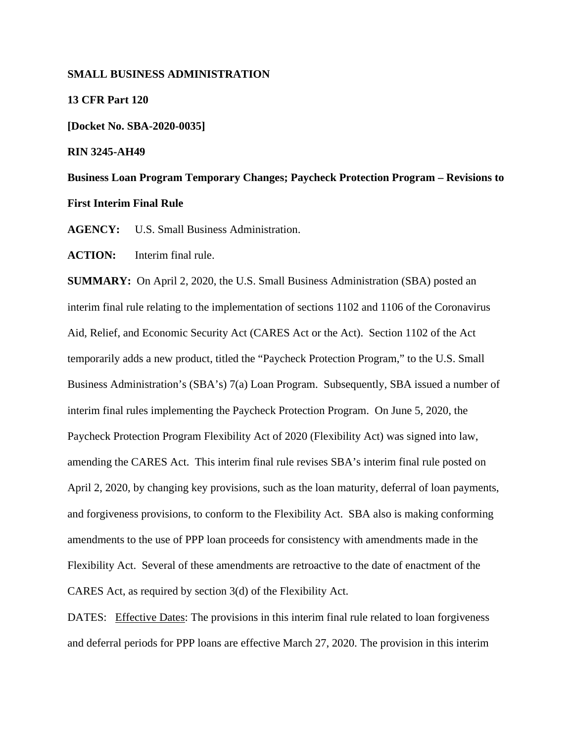**SMALL BUSINESS ADMINISTRATION**

**13 CFR Part 120**

**[Docket No. SBA-2020-0035]**

**RIN 3245-AH49**

**Business Loan Program Temporary Changes; Paycheck Protection Program – Revisions to First Interim Final Rule**

**AGENCY:** U.S. Small Business Administration.

**ACTION:** Interim final rule.

**SUMMARY:** On April 2, 2020, the U.S. Small Business Administration (SBA) posted an interim final rule relating to the implementation of sections 1102 and 1106 of the Coronavirus Aid, Relief, and Economic Security Act (CARES Act or the Act). Section 1102 of the Act temporarily adds a new product, titled the "Paycheck Protection Program," to the U.S. Small Business Administration's (SBA's) 7(a) Loan Program. Subsequently, SBA issued a number of interim final rules implementing the Paycheck Protection Program. On June 5, 2020, the Paycheck Protection Program Flexibility Act of 2020 (Flexibility Act) was signed into law, amending the CARES Act. This interim final rule revises SBA's interim final rule posted on April 2, 2020, by changing key provisions, such as the loan maturity, deferral of loan payments, and forgiveness provisions, to conform to the Flexibility Act. SBA also is making conforming amendments to the use of PPP loan proceeds for consistency with amendments made in the Flexibility Act. Several of these amendments are retroactive to the date of enactment of the CARES Act, as required by section 3(d) of the Flexibility Act.

DATES: Effective Dates: The provisions in this interim final rule related to loan forgiveness and deferral periods for PPP loans are effective March 27, 2020. The provision in this interim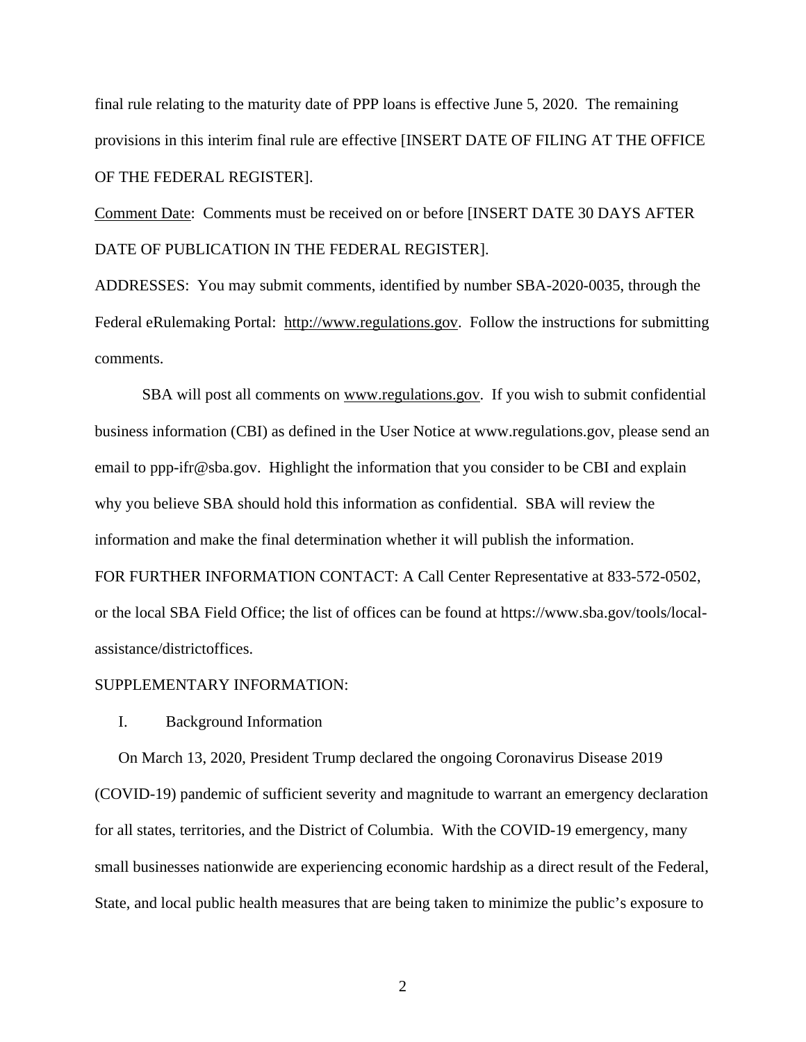final rule relating to the maturity date of PPP loans is effective June 5, 2020. The remaining provisions in this interim final rule are effective [INSERT DATE OF FILING AT THE OFFICE OF THE FEDERAL REGISTER].

Comment Date: Comments must be received on or before [INSERT DATE 30 DAYS AFTER DATE OF PUBLICATION IN THE FEDERAL REGISTER].

ADDRESSES: You may submit comments, identified by number SBA-2020-0035, through the Federal eRulemaking Portal: http://www.regulations.gov. Follow the instructions for submitting comments.

SBA will post all comments on www.regulations.gov. If you wish to submit confidential business information (CBI) as defined in the User Notice at www.regulations.gov, please send an email to ppp-ifr@sba.gov. Highlight the information that you consider to be CBI and explain why you believe SBA should hold this information as confidential. SBA will review the information and make the final determination whether it will publish the information.

FOR FURTHER INFORMATION CONTACT: A Call Center Representative at 833-572-0502, or the local SBA Field Office; the list of offices can be found at https://www.sba.gov/tools/local-assistance/districtoffices.

SUPPLEMENTARY INFORMATION:

I. Background Information

On March 13, 2020, President Trump declared the ongoing Coronavirus Disease 2019 (COVID-19) pandemic of sufficient severity and magnitude to warrant an emergency declaration for all states, territories, and the District of Columbia. With the COVID-19 emergency, many small businesses nationwide are experiencing economic hardship as a direct result of the Federal, State, and local public health measures that are being taken to minimize the public's exposure to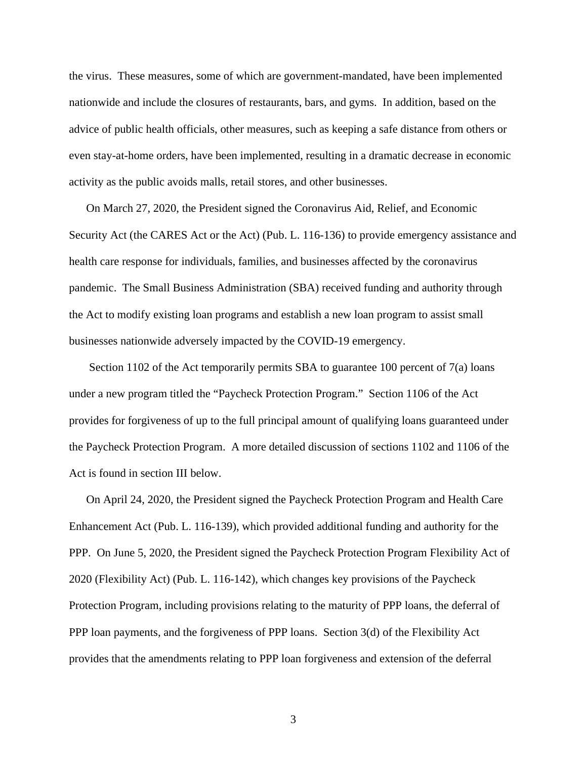the virus. These measures, some of which are government-mandated, have been implemented nationwide and include the closures of restaurants, bars, and gyms. In addition, based on the advice of public health officials, other measures, such as keeping a safe distance from others or even stay-at-home orders, have been implemented, resulting in a dramatic decrease in economic activity as the public avoids malls, retail stores, and other businesses.

On March 27, 2020, the President signed the Coronavirus Aid, Relief, and Economic Security Act (the CARES Act or the Act) (Pub. L. 116-136) to provide emergency assistance and health care response for individuals, families, and businesses affected by the coronavirus pandemic. The Small Business Administration (SBA) received funding and authority through the Act to modify existing loan programs and establish a new loan program to assist small businesses nationwide adversely impacted by the COVID-19 emergency.

Section 1102 of the Act temporarily permits SBA to guarantee 100 percent of 7(a) loans under a new program titled the "Paycheck Protection Program." Section 1106 of the Act provides for forgiveness of up to the full principal amount of qualifying loans guaranteed under the Paycheck Protection Program. A more detailed discussion of sections 1102 and 1106 of the Act is found in section III below.

On April 24, 2020, the President signed the Paycheck Protection Program and Health Care Enhancement Act (Pub. L. 116-139), which provided additional funding and authority for the PPP. On June 5, 2020, the President signed the Paycheck Protection Program Flexibility Act of 2020 (Flexibility Act) (Pub. L. 116-142), which changes key provisions of the Paycheck Protection Program, including provisions relating to the maturity of PPP loans, the deferral of PPP loan payments, and the forgiveness of PPP loans. Section 3(d) of the Flexibility Act provides that the amendments relating to PPP loan forgiveness and extension of the deferral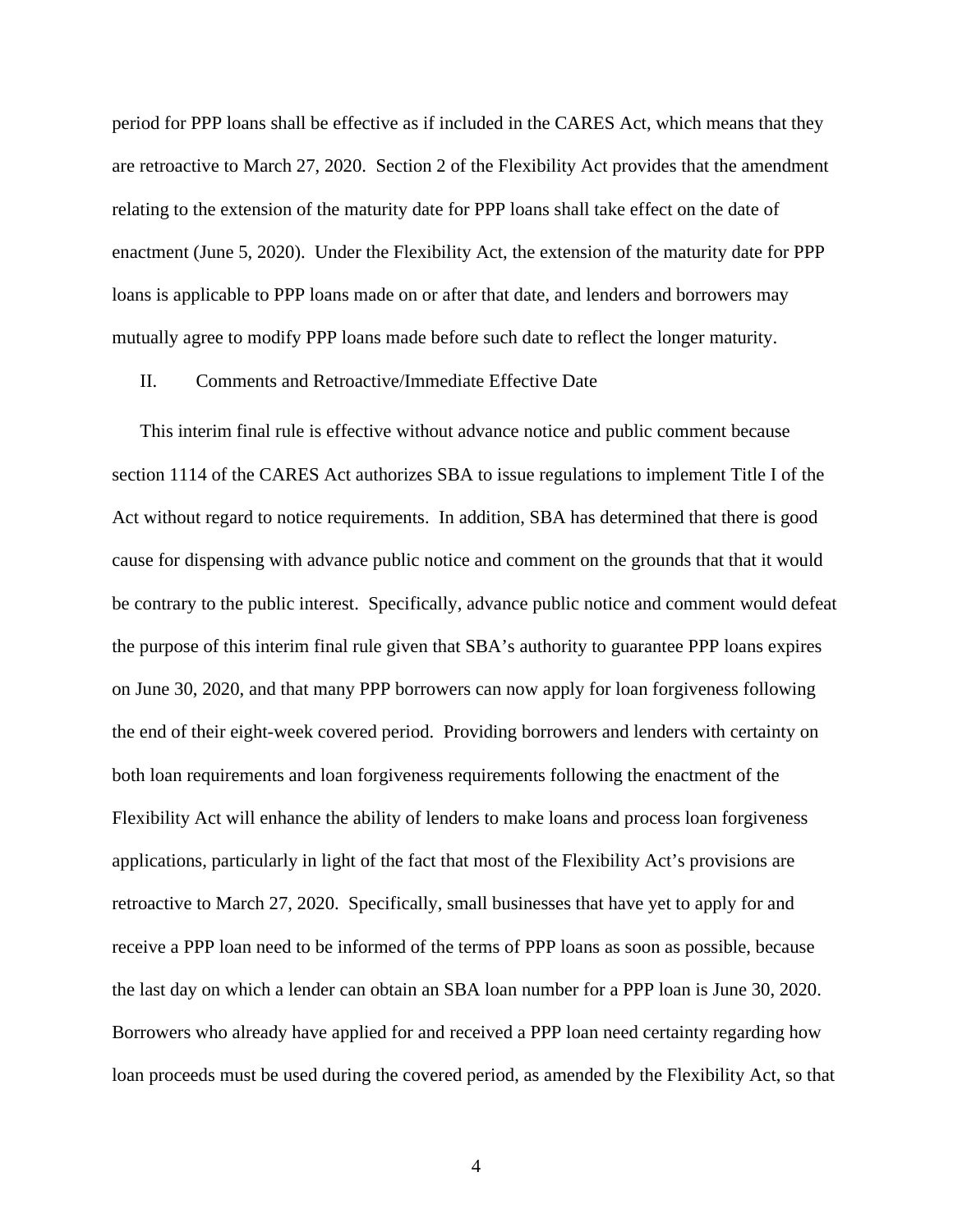period for PPP loans shall be effective as if included in the CARES Act, which means that they are retroactive to March 27, 2020. Section 2 of the Flexibility Act provides that the amendment relating to the extension of the maturity date for PPP loans shall take effect on the date of enactment (June 5, 2020). Under the Flexibility Act, the extension of the maturity date for PPP loans is applicable to PPP loans made on or after that date, and lenders and borrowers may mutually agree to modify PPP loans made before such date to reflect the longer maturity.

## II. Comments and Retroactive/Immediate Effective Date

This interim final rule is effective without advance notice and public comment because section 1114 of the CARES Act authorizes SBA to issue regulations to implement Title I of the Act without regard to notice requirements. In addition, SBA has determined that there is good cause for dispensing with advance public notice and comment on the grounds that that it would be contrary to the public interest. Specifically, advance public notice and comment would defeat the purpose of this interim final rule given that SBA's authority to guarantee PPP loans expires on June 30, 2020, and that many PPP borrowers can now apply for loan forgiveness following the end of their eight-week covered period. Providing borrowers and lenders with certainty on both loan requirements and loan forgiveness requirements following the enactment of the Flexibility Act will enhance the ability of lenders to make loans and process loan forgiveness applications, particularly in light of the fact that most of the Flexibility Act's provisions are retroactive to March 27, 2020. Specifically, small businesses that have yet to apply for and receive a PPP loan need to be informed of the terms of PPP loans as soon as possible, because the last day on which a lender can obtain an SBA loan number for a PPP loan is June 30, 2020. Borrowers who already have applied for and received a PPP loan need certainty regarding how loan proceeds must be used during the covered period, as amended by the Flexibility Act, so that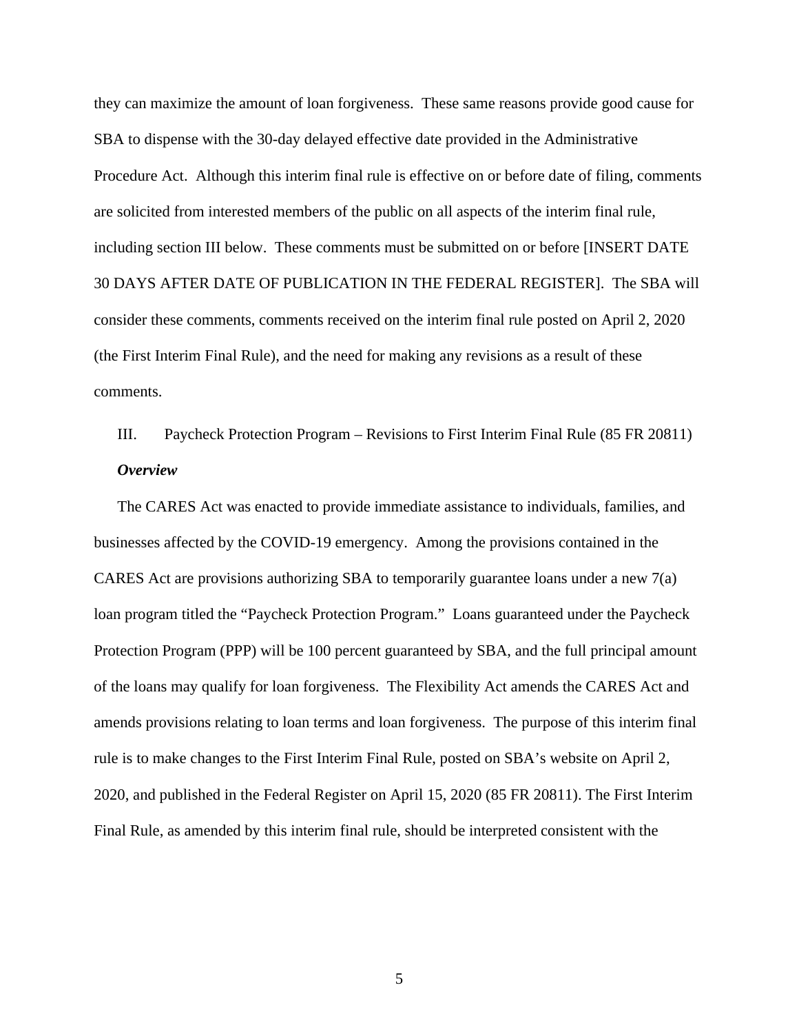they can maximize the amount of loan forgiveness. These same reasons provide good cause for SBA to dispense with the 30-day delayed effective date provided in the Administrative Procedure Act. Although this interim final rule is effective on or before date of filing, comments are solicited from interested members of the public on all aspects of the interim final rule, including section III below. These comments must be submitted on or before [INSERT DATE 30 DAYS AFTER DATE OF PUBLICATION IN THE FEDERAL REGISTER]. The SBA will consider these comments, comments received on the interim final rule posted on April 2, 2020 (the First Interim Final Rule), and the need for making any revisions as a result of these comments.

## III. Paycheck Protection Program – Revisions to First Interim Final Rule (85 FR 20811)

***Overview***

The CARES Act was enacted to provide immediate assistance to individuals, families, and businesses affected by the COVID-19 emergency. Among the provisions contained in the CARES Act are provisions authorizing SBA to temporarily guarantee loans under a new 7(a) loan program titled the "Paycheck Protection Program." Loans guaranteed under the Paycheck Protection Program (PPP) will be 100 percent guaranteed by SBA, and the full principal amount of the loans may qualify for loan forgiveness. The Flexibility Act amends the CARES Act and amends provisions relating to loan terms and loan forgiveness. The purpose of this interim final rule is to make changes to the First Interim Final Rule, posted on SBA's website on April 2, 2020, and published in the Federal Register on April 15, 2020 (85 FR 20811). The First Interim Final Rule, as amended by this interim final rule, should be interpreted consistent with the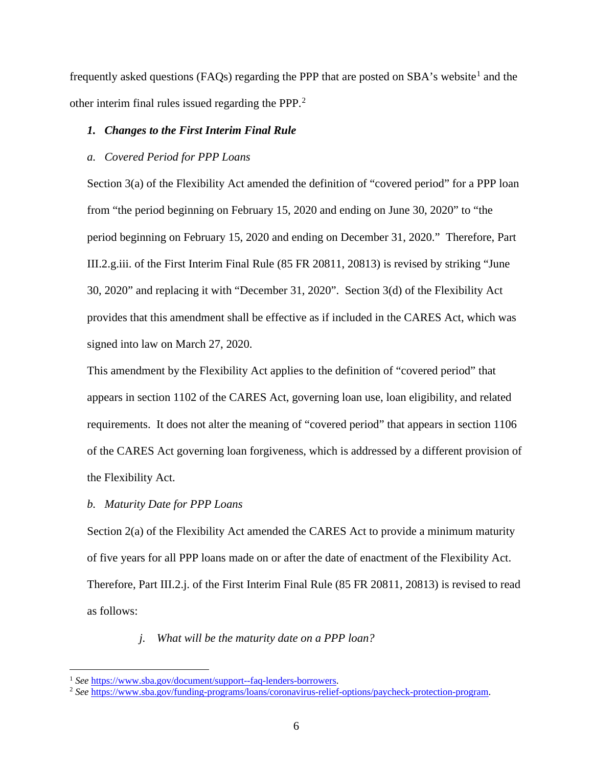frequently asked questions (FAQs) regarding the PPP that are posted on SBA's website[1] and the other interim final rules issued regarding the PPP.[2]

***1. Changes to the First Interim Final Rule***

*a. Covered Period for PPP Loans*

Section 3(a) of the Flexibility Act amended the definition of "covered period" for a PPP loan from "the period beginning on February 15, 2020 and ending on June 30, 2020" to "the period beginning on February 15, 2020 and ending on December 31, 2020." Therefore, Part III.2.g.iii. of the First Interim Final Rule (85 FR 20811, 20813) is revised by striking "June 30, 2020" and replacing it with "December 31, 2020". Section 3(d) of the Flexibility Act provides that this amendment shall be effective as if included in the CARES Act, which was signed into law on March 27, 2020.

This amendment by the Flexibility Act applies to the definition of "covered period" that appears in section 1102 of the CARES Act, governing loan use, loan eligibility, and related requirements. It does not alter the meaning of "covered period" that appears in section 1106 of the CARES Act governing loan forgiveness, which is addressed by a different provision of the Flexibility Act.

*b. Maturity Date for PPP Loans*

Section 2(a) of the Flexibility Act amended the CARES Act to provide a minimum maturity of five years for all PPP loans made on or after the date of enactment of the Flexibility Act. Therefore, Part III.2.j. of the First Interim Final Rule (85 FR 20811, 20813) is revised to read as follows:

*j. What will be the maturity date on a PPP loan?*

---

[1] *See* https://www.sba.gov/document/support--faq-lenders-borrowers.

[2] *See* https://www.sba.gov/funding-programs/loans/coronavirus-relief-options/paycheck-protection-program.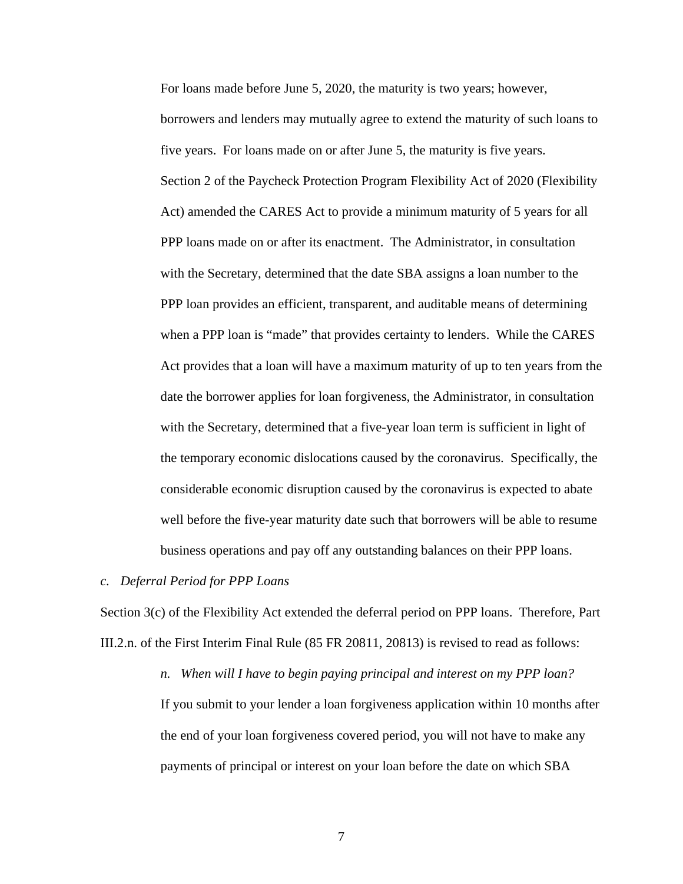For loans made before June 5, 2020, the maturity is two years; however, borrowers and lenders may mutually agree to extend the maturity of such loans to five years. For loans made on or after June 5, the maturity is five years. Section 2 of the Paycheck Protection Program Flexibility Act of 2020 (Flexibility Act) amended the CARES Act to provide a minimum maturity of 5 years for all PPP loans made on or after its enactment. The Administrator, in consultation with the Secretary, determined that the date SBA assigns a loan number to the PPP loan provides an efficient, transparent, and auditable means of determining when a PPP loan is "made" that provides certainty to lenders. While the CARES Act provides that a loan will have a maximum maturity of up to ten years from the date the borrower applies for loan forgiveness, the Administrator, in consultation with the Secretary, determined that a five-year loan term is sufficient in light of the temporary economic dislocations caused by the coronavirus. Specifically, the considerable economic disruption caused by the coronavirus is expected to abate well before the five-year maturity date such that borrowers will be able to resume business operations and pay off any outstanding balances on their PPP loans.

*c. Deferral Period for PPP Loans*

Section 3(c) of the Flexibility Act extended the deferral period on PPP loans. Therefore, Part III.2.n. of the First Interim Final Rule (85 FR 20811, 20813) is revised to read as follows:

*n. When will I have to begin paying principal and interest on my PPP loan?*

If you submit to your lender a loan forgiveness application within 10 months after the end of your loan forgiveness covered period, you will not have to make any payments of principal or interest on your loan before the date on which SBA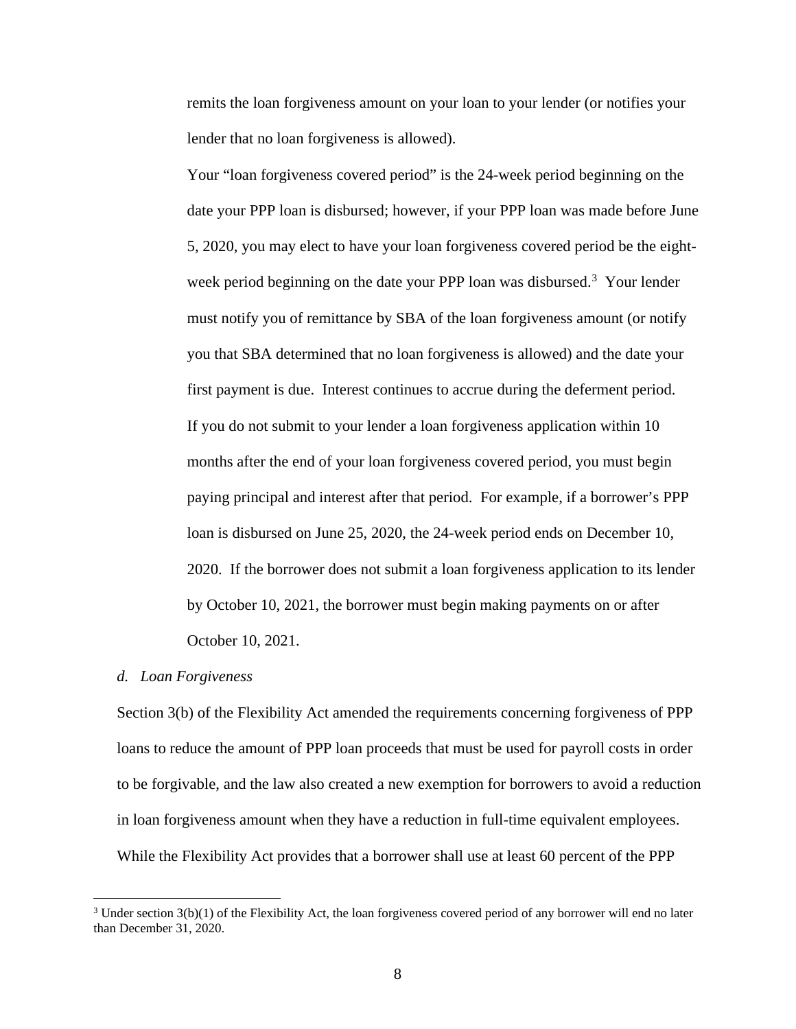remits the loan forgiveness amount on your loan to your lender (or notifies your lender that no loan forgiveness is allowed).

Your "loan forgiveness covered period" is the 24-week period beginning on the date your PPP loan is disbursed; however, if your PPP loan was made before June 5, 2020, you may elect to have your loan forgiveness covered period be the eight-week period beginning on the date your PPP loan was disbursed.[3] Your lender must notify you of remittance by SBA of the loan forgiveness amount (or notify you that SBA determined that no loan forgiveness is allowed) and the date your first payment is due. Interest continues to accrue during the deferment period.

If you do not submit to your lender a loan forgiveness application within 10 months after the end of your loan forgiveness covered period, you must begin paying principal and interest after that period. For example, if a borrower's PPP loan is disbursed on June 25, 2020, the 24-week period ends on December 10, 2020. If the borrower does not submit a loan forgiveness application to its lender by October 10, 2021, the borrower must begin making payments on or after October 10, 2021.

*d. Loan Forgiveness*

Section 3(b) of the Flexibility Act amended the requirements concerning forgiveness of PPP loans to reduce the amount of PPP loan proceeds that must be used for payroll costs in order to be forgivable, and the law also created a new exemption for borrowers to avoid a reduction in loan forgiveness amount when they have a reduction in full-time equivalent employees. While the Flexibility Act provides that a borrower shall use at least 60 percent of the PPP

[3] Under section 3(b)(1) of the Flexibility Act, the loan forgiveness covered period of any borrower will end no later than December 31, 2020.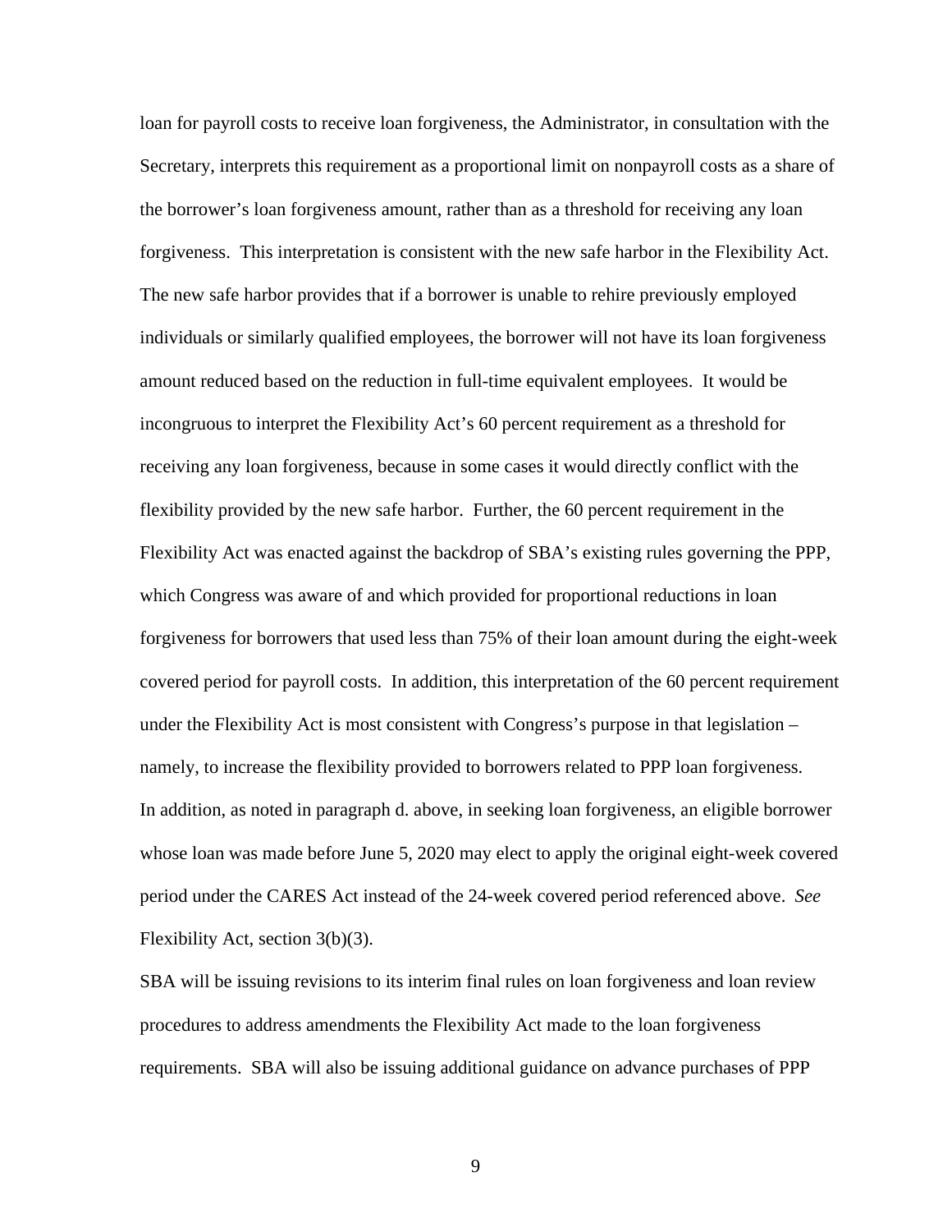loan for payroll costs to receive loan forgiveness, the Administrator, in consultation with the Secretary, interprets this requirement as a proportional limit on nonpayroll costs as a share of the borrower's loan forgiveness amount, rather than as a threshold for receiving any loan forgiveness. This interpretation is consistent with the new safe harbor in the Flexibility Act. The new safe harbor provides that if a borrower is unable to rehire previously employed individuals or similarly qualified employees, the borrower will not have its loan forgiveness amount reduced based on the reduction in full-time equivalent employees. It would be incongruous to interpret the Flexibility Act's 60 percent requirement as a threshold for receiving any loan forgiveness, because in some cases it would directly conflict with the flexibility provided by the new safe harbor. Further, the 60 percent requirement in the Flexibility Act was enacted against the backdrop of SBA's existing rules governing the PPP, which Congress was aware of and which provided for proportional reductions in loan forgiveness for borrowers that used less than 75% of their loan amount during the eight-week covered period for payroll costs. In addition, this interpretation of the 60 percent requirement under the Flexibility Act is most consistent with Congress's purpose in that legislation – namely, to increase the flexibility provided to borrowers related to PPP loan forgiveness. In addition, as noted in paragraph d. above, in seeking loan forgiveness, an eligible borrower whose loan was made before June 5, 2020 may elect to apply the original eight-week covered period under the CARES Act instead of the 24-week covered period referenced above. *See* Flexibility Act, section 3(b)(3).

SBA will be issuing revisions to its interim final rules on loan forgiveness and loan review procedures to address amendments the Flexibility Act made to the loan forgiveness requirements. SBA will also be issuing additional guidance on advance purchases of PPP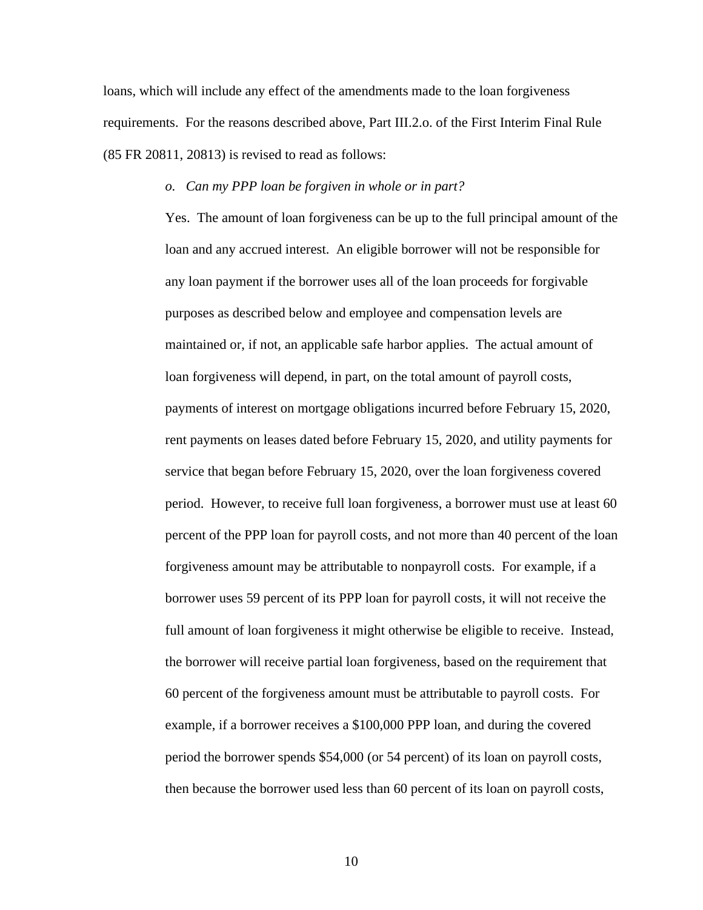loans, which will include any effect of the amendments made to the loan forgiveness requirements. For the reasons described above, Part III.2.o. of the First Interim Final Rule (85 FR 20811, 20813) is revised to read as follows:

> *o. Can my PPP loan be forgiven in whole or in part?*
>
> Yes. The amount of loan forgiveness can be up to the full principal amount of the loan and any accrued interest. An eligible borrower will not be responsible for any loan payment if the borrower uses all of the loan proceeds for forgivable purposes as described below and employee and compensation levels are maintained or, if not, an applicable safe harbor applies. The actual amount of loan forgiveness will depend, in part, on the total amount of payroll costs, payments of interest on mortgage obligations incurred before February 15, 2020, rent payments on leases dated before February 15, 2020, and utility payments for service that began before February 15, 2020, over the loan forgiveness covered period. However, to receive full loan forgiveness, a borrower must use at least 60 percent of the PPP loan for payroll costs, and not more than 40 percent of the loan forgiveness amount may be attributable to nonpayroll costs. For example, if a borrower uses 59 percent of its PPP loan for payroll costs, it will not receive the full amount of loan forgiveness it might otherwise be eligible to receive. Instead, the borrower will receive partial loan forgiveness, based on the requirement that 60 percent of the forgiveness amount must be attributable to payroll costs. For example, if a borrower receives a $100,000 PPP loan, and during the covered period the borrower spends $54,000 (or 54 percent) of its loan on payroll costs, then because the borrower used less than 60 percent of its loan on payroll costs,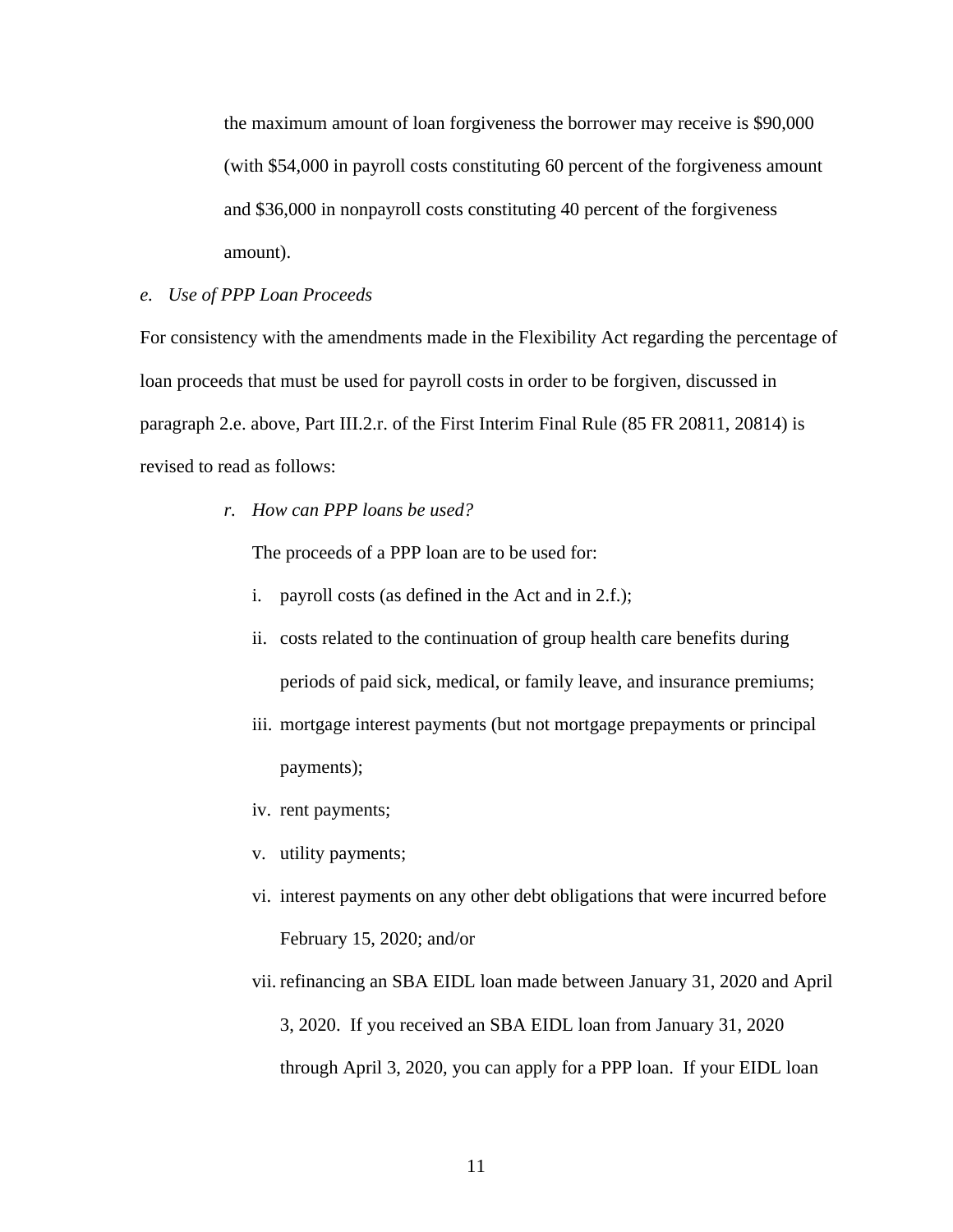the maximum amount of loan forgiveness the borrower may receive is $90,000 (with $54,000 in payroll costs constituting 60 percent of the forgiveness amount and $36,000 in nonpayroll costs constituting 40 percent of the forgiveness amount).

*e. Use of PPP Loan Proceeds*

For consistency with the amendments made in the Flexibility Act regarding the percentage of loan proceeds that must be used for payroll costs in order to be forgiven, discussed in paragraph 2.e. above, Part III.2.r. of the First Interim Final Rule (85 FR 20811, 20814) is revised to read as follows:

*r. How can PPP loans be used?*

The proceeds of a PPP loan are to be used for:

i. payroll costs (as defined in the Act and in 2.f.);

ii. costs related to the continuation of group health care benefits during periods of paid sick, medical, or family leave, and insurance premiums;

iii. mortgage interest payments (but not mortgage prepayments or principal payments);

iv. rent payments;

v. utility payments;

vi. interest payments on any other debt obligations that were incurred before February 15, 2020; and/or

vii. refinancing an SBA EIDL loan made between January 31, 2020 and April 3, 2020. If you received an SBA EIDL loan from January 31, 2020 through April 3, 2020, you can apply for a PPP loan. If your EIDL loan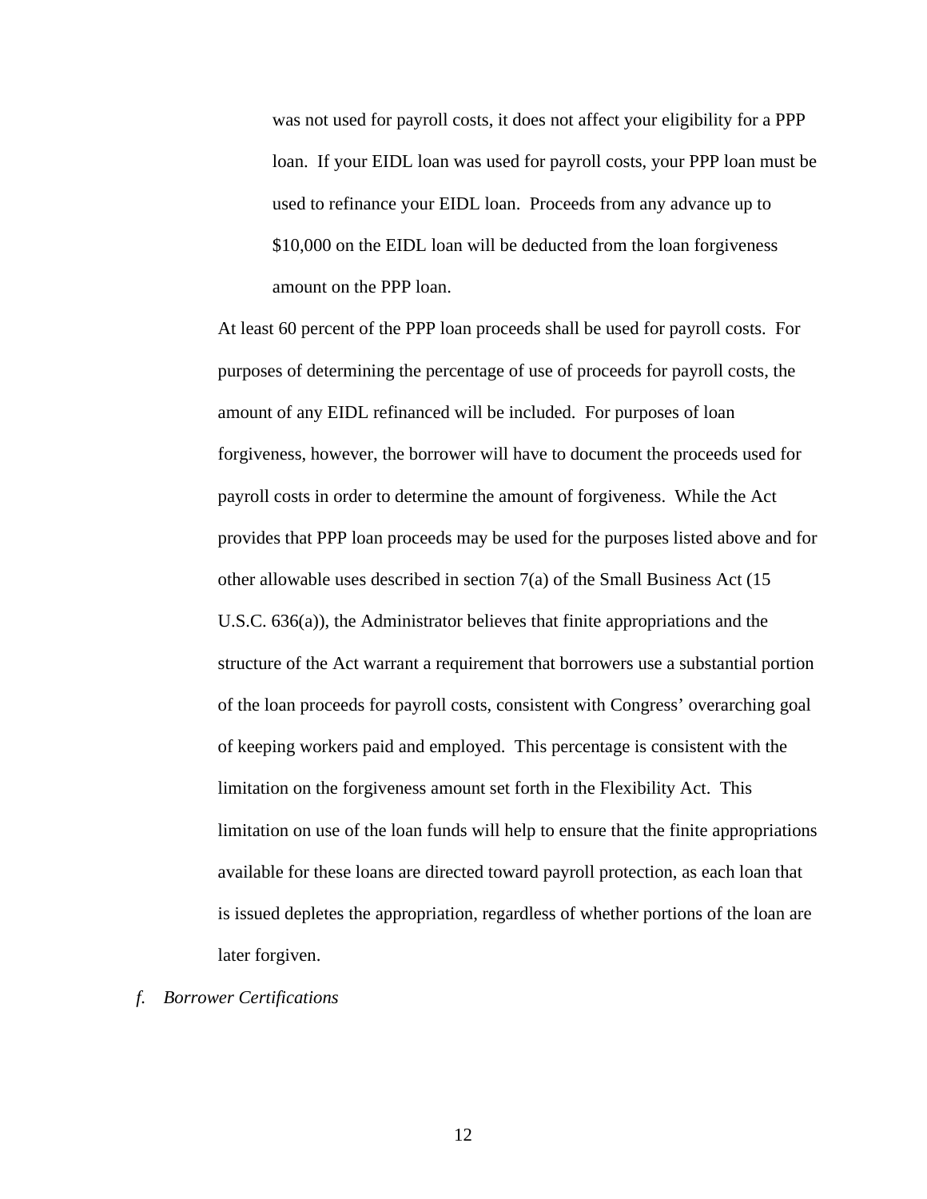was not used for payroll costs, it does not affect your eligibility for a PPP loan. If your EIDL loan was used for payroll costs, your PPP loan must be used to refinance your EIDL loan. Proceeds from any advance up to $10,000 on the EIDL loan will be deducted from the loan forgiveness amount on the PPP loan.

At least 60 percent of the PPP loan proceeds shall be used for payroll costs. For purposes of determining the percentage of use of proceeds for payroll costs, the amount of any EIDL refinanced will be included. For purposes of loan forgiveness, however, the borrower will have to document the proceeds used for payroll costs in order to determine the amount of forgiveness. While the Act provides that PPP loan proceeds may be used for the purposes listed above and for other allowable uses described in section 7(a) of the Small Business Act (15 U.S.C. 636(a)), the Administrator believes that finite appropriations and the structure of the Act warrant a requirement that borrowers use a substantial portion of the loan proceeds for payroll costs, consistent with Congress' overarching goal of keeping workers paid and employed. This percentage is consistent with the limitation on the forgiveness amount set forth in the Flexibility Act. This limitation on use of the loan funds will help to ensure that the finite appropriations available for these loans are directed toward payroll protection, as each loan that is issued depletes the appropriation, regardless of whether portions of the loan are later forgiven.

*f. Borrower Certifications*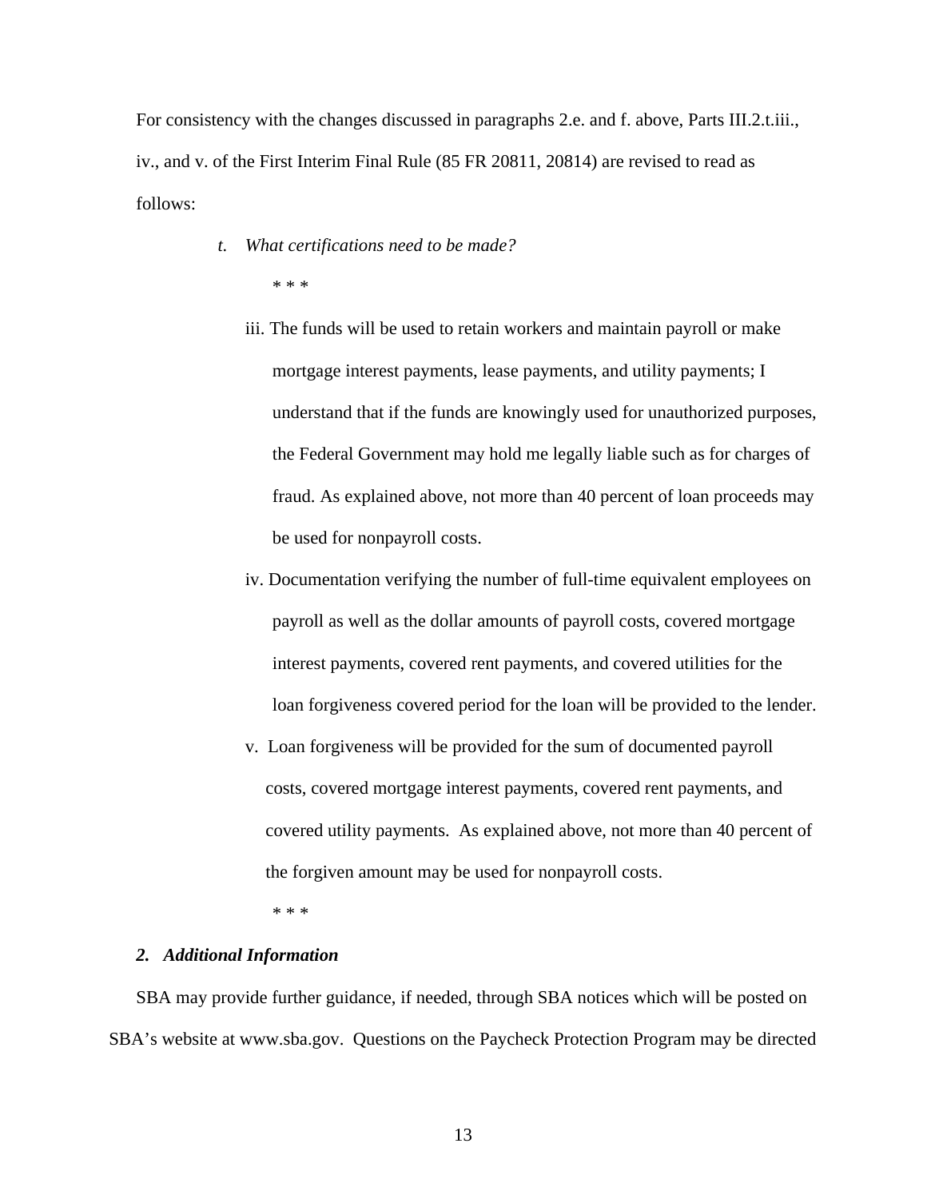For consistency with the changes discussed in paragraphs 2.e. and f. above, Parts III.2.t.iii., iv., and v. of the First Interim Final Rule (85 FR 20811, 20814) are revised to read as follows:

*t. What certifications need to be made?*

\* \* \*

iii. The funds will be used to retain workers and maintain payroll or make mortgage interest payments, lease payments, and utility payments; I understand that if the funds are knowingly used for unauthorized purposes, the Federal Government may hold me legally liable such as for charges of fraud. As explained above, not more than 40 percent of loan proceeds may be used for nonpayroll costs.

iv. Documentation verifying the number of full-time equivalent employees on payroll as well as the dollar amounts of payroll costs, covered mortgage interest payments, covered rent payments, and covered utilities for the loan forgiveness covered period for the loan will be provided to the lender.

v. Loan forgiveness will be provided for the sum of documented payroll costs, covered mortgage interest payments, covered rent payments, and covered utility payments. As explained above, not more than 40 percent of the forgiven amount may be used for nonpayroll costs.

\* \* \*

### *2. Additional Information*

SBA may provide further guidance, if needed, through SBA notices which will be posted on SBA's website at www.sba.gov. Questions on the Paycheck Protection Program may be directed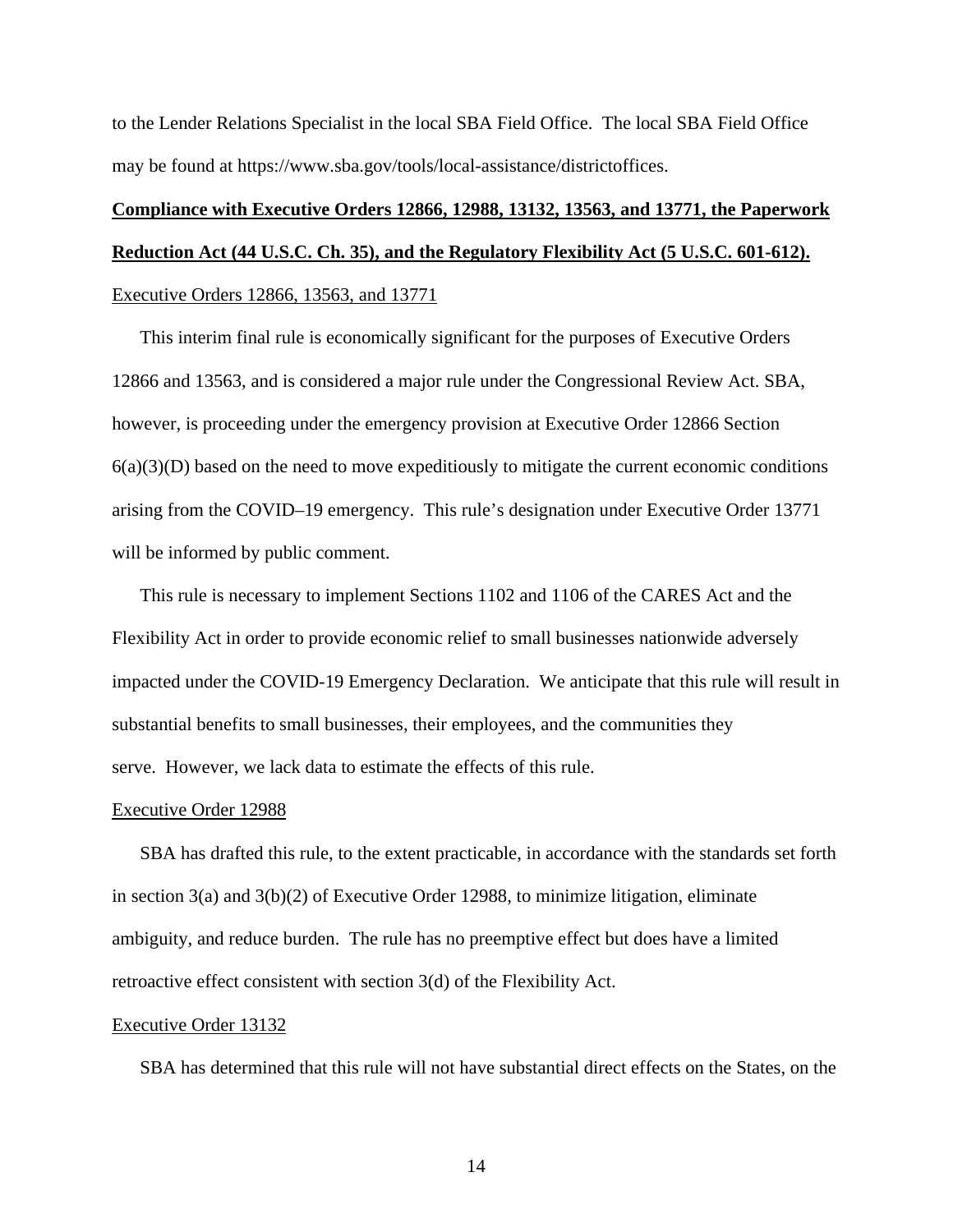to the Lender Relations Specialist in the local SBA Field Office. The local SBA Field Office may be found at https://www.sba.gov/tools/local-assistance/districtoffices.

**Compliance with Executive Orders 12866, 12988, 13132, 13563, and 13771, the Paperwork Reduction Act (44 U.S.C. Ch. 35), and the Regulatory Flexibility Act (5 U.S.C. 601-612).**

Executive Orders 12866, 13563, and 13771

This interim final rule is economically significant for the purposes of Executive Orders 12866 and 13563, and is considered a major rule under the Congressional Review Act. SBA, however, is proceeding under the emergency provision at Executive Order 12866 Section 6(a)(3)(D) based on the need to move expeditiously to mitigate the current economic conditions arising from the COVID–19 emergency. This rule's designation under Executive Order 13771 will be informed by public comment.

This rule is necessary to implement Sections 1102 and 1106 of the CARES Act and the Flexibility Act in order to provide economic relief to small businesses nationwide adversely impacted under the COVID-19 Emergency Declaration. We anticipate that this rule will result in substantial benefits to small businesses, their employees, and the communities they serve. However, we lack data to estimate the effects of this rule.

Executive Order 12988

SBA has drafted this rule, to the extent practicable, in accordance with the standards set forth in section 3(a) and 3(b)(2) of Executive Order 12988, to minimize litigation, eliminate ambiguity, and reduce burden. The rule has no preemptive effect but does have a limited retroactive effect consistent with section 3(d) of the Flexibility Act.

Executive Order 13132

SBA has determined that this rule will not have substantial direct effects on the States, on the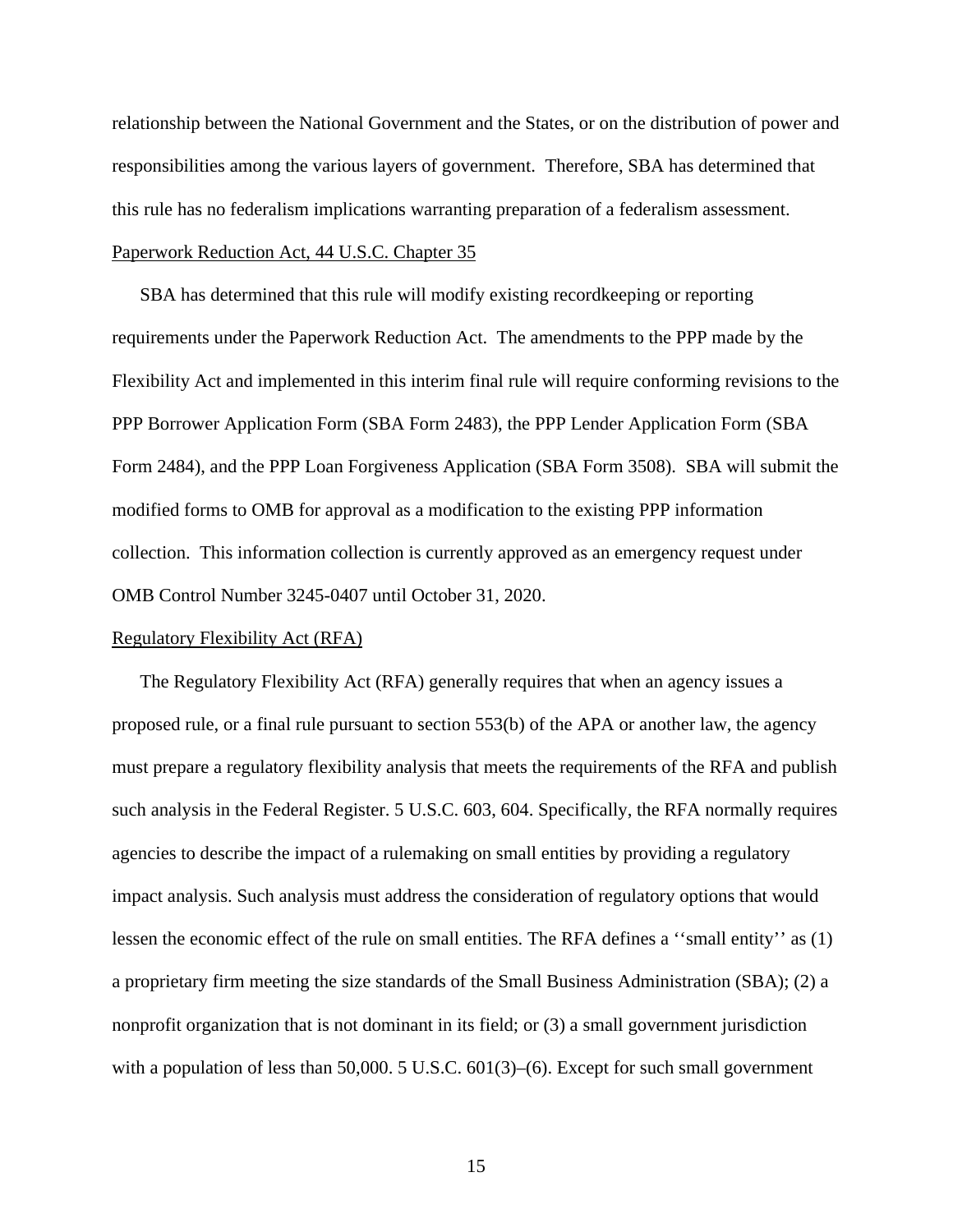relationship between the National Government and the States, or on the distribution of power and responsibilities among the various layers of government. Therefore, SBA has determined that this rule has no federalism implications warranting preparation of a federalism assessment.

Paperwork Reduction Act, 44 U.S.C. Chapter 35

SBA has determined that this rule will modify existing recordkeeping or reporting requirements under the Paperwork Reduction Act. The amendments to the PPP made by the Flexibility Act and implemented in this interim final rule will require conforming revisions to the PPP Borrower Application Form (SBA Form 2483), the PPP Lender Application Form (SBA Form 2484), and the PPP Loan Forgiveness Application (SBA Form 3508). SBA will submit the modified forms to OMB for approval as a modification to the existing PPP information collection. This information collection is currently approved as an emergency request under OMB Control Number 3245-0407 until October 31, 2020.

Regulatory Flexibility Act (RFA)

The Regulatory Flexibility Act (RFA) generally requires that when an agency issues a proposed rule, or a final rule pursuant to section 553(b) of the APA or another law, the agency must prepare a regulatory flexibility analysis that meets the requirements of the RFA and publish such analysis in the Federal Register. 5 U.S.C. 603, 604. Specifically, the RFA normally requires agencies to describe the impact of a rulemaking on small entities by providing a regulatory impact analysis. Such analysis must address the consideration of regulatory options that would lessen the economic effect of the rule on small entities. The RFA defines a ''small entity'' as (1) a proprietary firm meeting the size standards of the Small Business Administration (SBA); (2) a nonprofit organization that is not dominant in its field; or (3) a small government jurisdiction with a population of less than 50,000. 5 U.S.C. 601(3)–(6). Except for such small government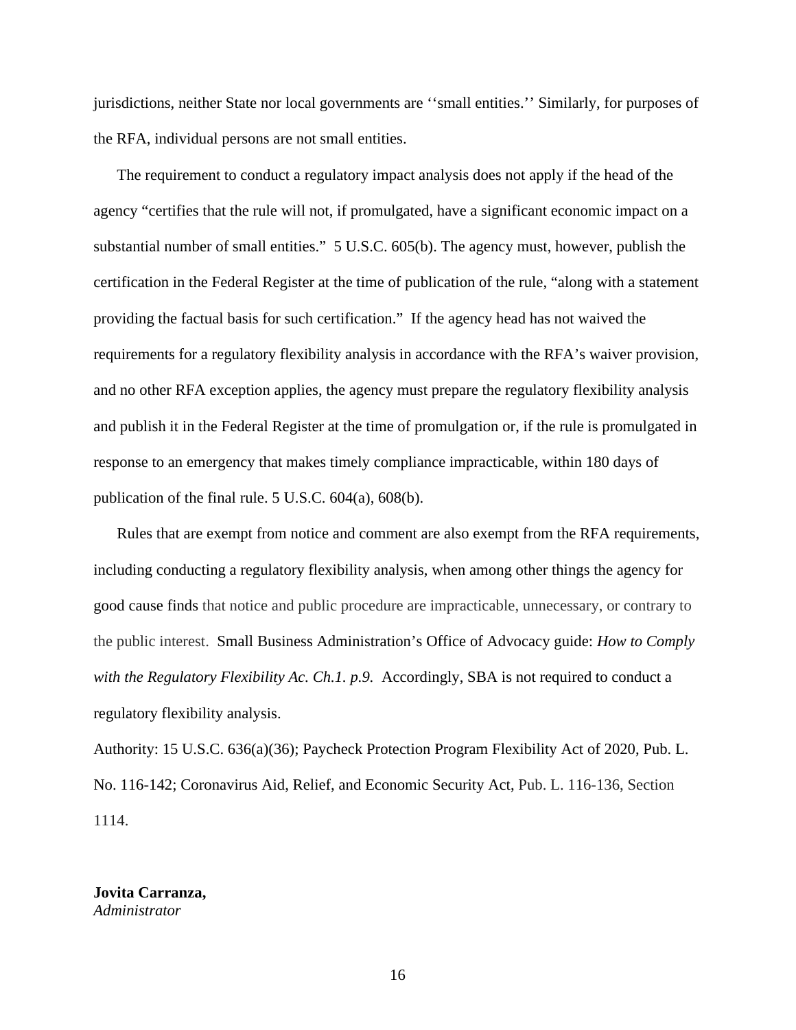jurisdictions, neither State nor local governments are ‘‘small entities.’’ Similarly, for purposes of the RFA, individual persons are not small entities.

The requirement to conduct a regulatory impact analysis does not apply if the head of the agency “certifies that the rule will not, if promulgated, have a significant economic impact on a substantial number of small entities.” 5 U.S.C. 605(b). The agency must, however, publish the certification in the Federal Register at the time of publication of the rule, “along with a statement providing the factual basis for such certification.” If the agency head has not waived the requirements for a regulatory flexibility analysis in accordance with the RFA’s waiver provision, and no other RFA exception applies, the agency must prepare the regulatory flexibility analysis and publish it in the Federal Register at the time of promulgation or, if the rule is promulgated in response to an emergency that makes timely compliance impracticable, within 180 days of publication of the final rule. 5 U.S.C. 604(a), 608(b).

Rules that are exempt from notice and comment are also exempt from the RFA requirements, including conducting a regulatory flexibility analysis, when among other things the agency for good cause finds that notice and public procedure are impracticable, unnecessary, or contrary to the public interest. Small Business Administration’s Office of Advocacy guide: *How to Comply with the Regulatory Flexibility Ac. Ch.1. p.9.* Accordingly, SBA is not required to conduct a regulatory flexibility analysis.

Authority: 15 U.S.C. 636(a)(36); Paycheck Protection Program Flexibility Act of 2020, Pub. L. No. 116-142; Coronavirus Aid, Relief, and Economic Security Act, Pub. L. 116-136, Section 1114.

**Jovita Carranza,**
*Administrator*